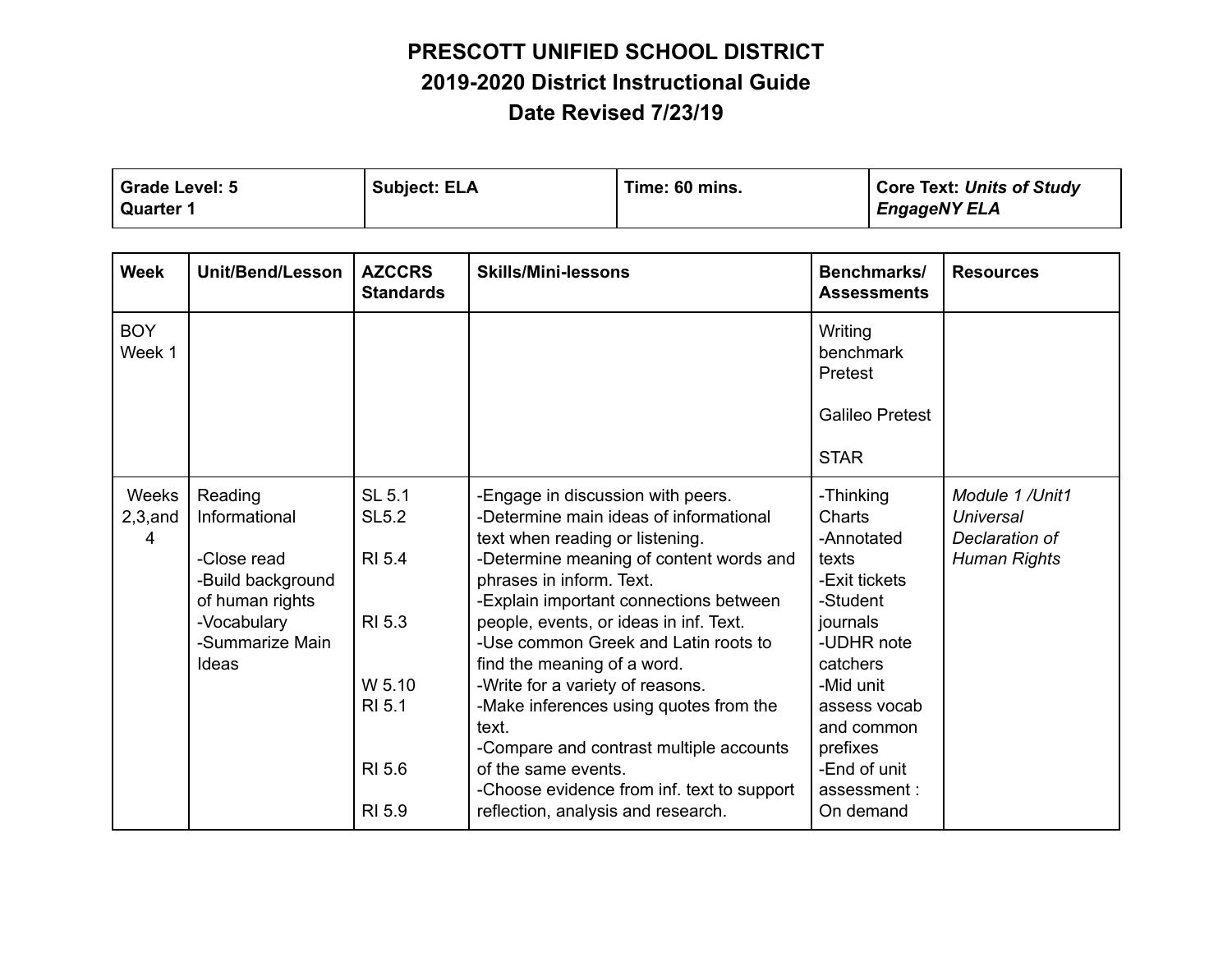# PRESCOTT UNIFIED SCHOOL DISTRICT
## 2019-2020 District Instructional Guide
## Date Revised 7/23/19

| **Grade Level: 5**<br>**Quarter 1** | **Subject: ELA** | **Time: 60 mins.** | **Core Text:** ***Units of Study EngageNY ELA*** |
|---|---|---|---|

| **Week** | **Unit/Bend/Lesson** | **AZCCRS Standards** | **Skills/Mini-lessons** | **Benchmarks/ Assessments** | **Resources** |
|---|---|---|---|---|---|
| BOY<br>Week 1 | | | | Writing benchmark Pretest<br><br>Galileo Pretest<br><br>STAR | |
| Weeks 2,3,and 4 | Reading Informational<br><br>-Close read<br>-Build background of human rights<br>-Vocabulary<br>-Summarize Main Ideas | SL 5.1<br>SL5.2<br><br>RI 5.4<br><br>RI 5.3<br><br>W 5.10<br>RI 5.1<br><br>RI 5.6<br><br>RI 5.9 | -Engage in discussion with peers.<br>-Determine main ideas of informational text when reading or listening.<br>-Determine meaning of content words and phrases in inform. Text.<br>-Explain important connections between people, events, or ideas in inf. Text.<br>-Use common Greek and Latin roots to find the meaning of a word.<br>-Write for a variety of reasons.<br>-Make inferences using quotes from the text.<br>-Compare and contrast multiple accounts of the same events.<br>-Choose evidence from inf. text to support reflection, analysis and research. | -Thinking Charts<br>-Annotated texts<br>-Exit tickets<br>-Student journals<br>-UDHR note catchers<br>-Mid unit assess vocab and common prefixes<br>-End of unit assessment : On demand | *Module 1 /Unit1 Universal Declaration of Human Rights* |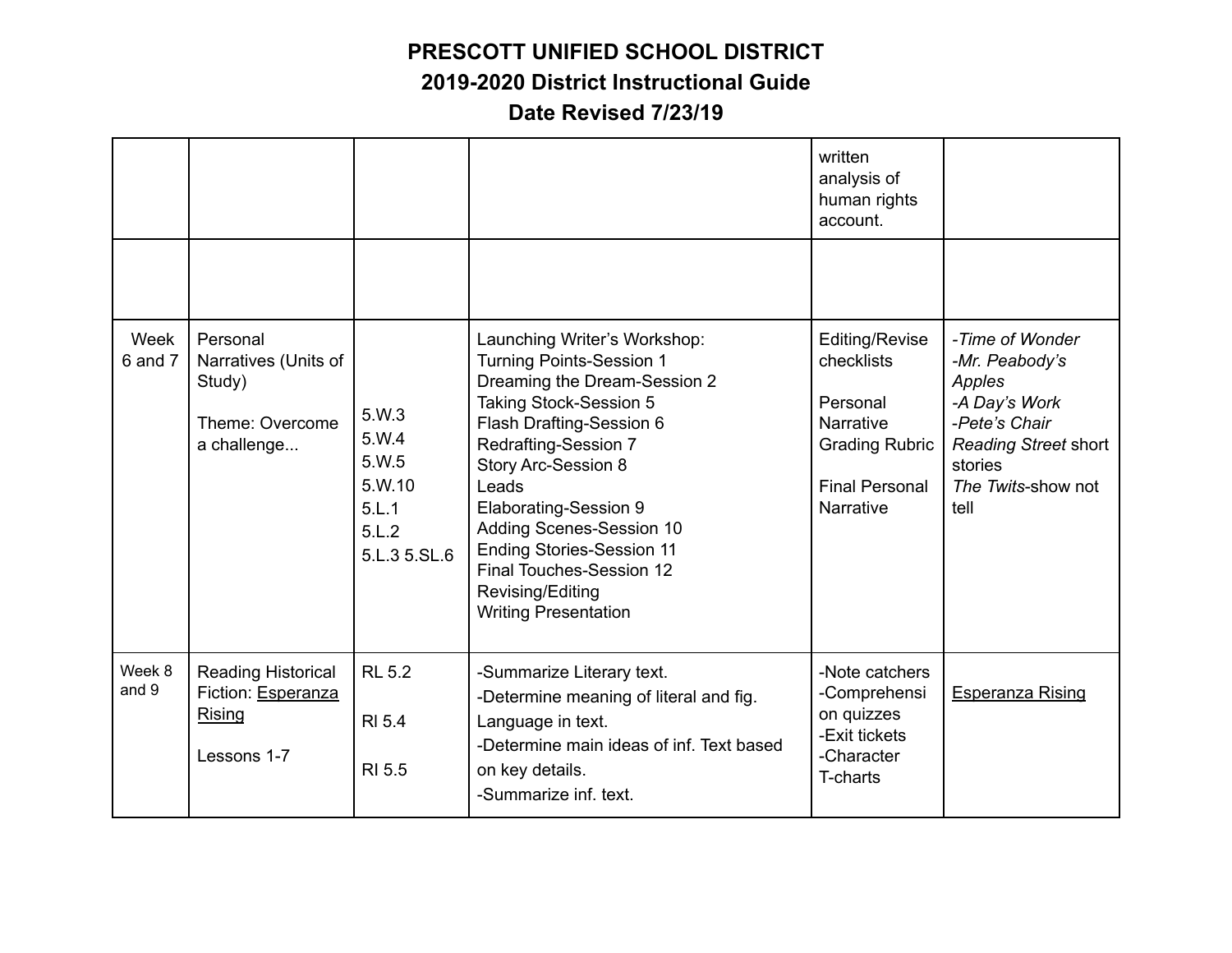**PRESCOTT UNIFIED SCHOOL DISTRICT**
**2019-2020 District Instructional Guide**
**Date Revised 7/23/19**

| | | | | | |
|---|---|---|---|---|---|
| | | | | written analysis of human rights account. | |
| | | | | | |
| Week 6 and 7 | Personal Narratives (Units of Study)<br><br>Theme: Overcome a challenge... | 5.W.3<br>5.W.4<br>5.W.5<br>5.W.10<br>5.L.1<br>5.L.2<br>5.L.3 5.SL.6 | Launching Writer's Workshop:<br>Turning Points-Session 1<br>Dreaming the Dream-Session 2<br>Taking Stock-Session 5<br>Flash Drafting-Session 6<br>Redrafting-Session 7<br>Story Arc-Session 8<br>Leads<br>Elaborating-Session 9<br>Adding Scenes-Session 10<br>Ending Stories-Session 11<br>Final Touches-Session 12<br>Revising/Editing<br>Writing Presentation | Editing/Revise checklists<br><br>Personal Narrative Grading Rubric<br><br>Final Personal Narrative | -*Time of Wonder*<br>-*Mr. Peabody's Apples*<br>-*A Day's Work*<br>-*Pete's Chair*<br>*Reading Street* short stories<br>*The Twits*-show not tell |
| Week 8 and 9 | Reading Historical Fiction: Esperanza Rising<br><br>Lessons 1-7 | RL 5.2<br><br>RI 5.4<br><br>RI 5.5 | -Summarize Literary text.<br>-Determine meaning of literal and fig. Language in text.<br>-Determine main ideas of inf. Text based on key details.<br>-Summarize inf. text. | -Note catchers<br>-Comprehension quizzes<br>-Exit tickets<br>-Character T-charts | Esperanza Rising |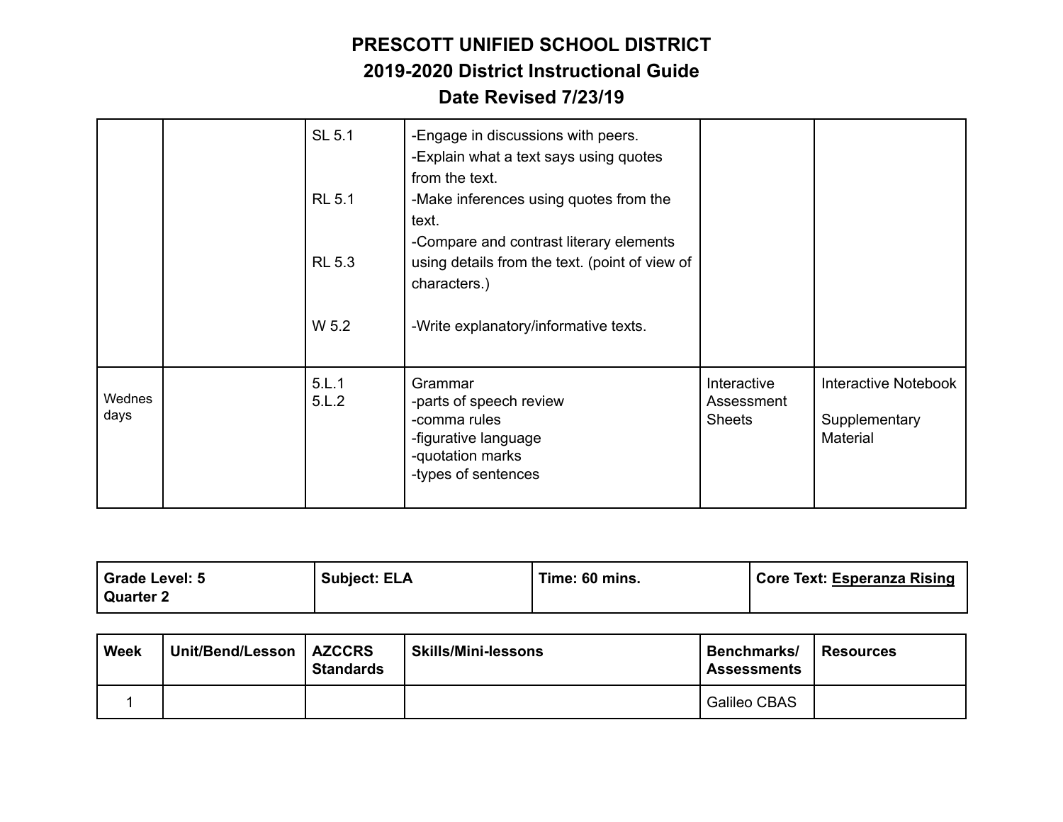# PRESCOTT UNIFIED SCHOOL DISTRICT
## 2019-2020 District Instructional Guide
## Date Revised 7/23/19

| | | | | | |
|---|---|---|---|---|---|
| | | SL 5.1<br><br>RL 5.1<br><br>RL 5.3<br><br>W 5.2 | -Engage in discussions with peers.<br>-Explain what a text says using quotes from the text.<br>-Make inferences using quotes from the text.<br>-Compare and contrast literary elements using details from the text. (point of view of characters.)<br><br>-Write explanatory/informative texts. | | |
| Wednesdays | | 5.L.1<br>5.L.2 | Grammar<br>-parts of speech review<br>-comma rules<br>-figurative language<br>-quotation marks<br>-types of sentences | Interactive Assessment Sheets | Interactive Notebook<br><br>Supplementary Material |

| **Grade Level: 5**<br>**Quarter 2** | **Subject: ELA** | **Time: 60 mins.** | **Core Text:** <u>**Esperanza Rising**</u> |
|---|---|---|---|

| Week | Unit/Bend/Lesson | AZCCRS Standards | Skills/Mini-lessons | Benchmarks/ Assessments | Resources |
|---|---|---|---|---|---|
| 1 | | | | Galileo CBAS | |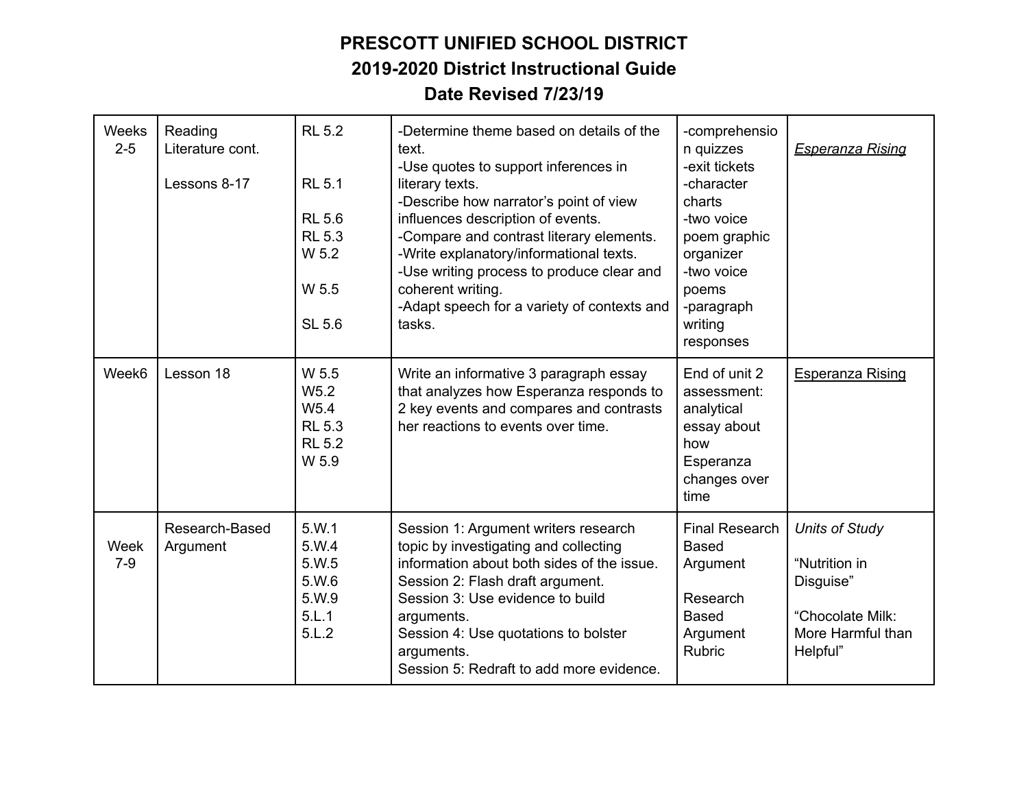**PRESCOTT UNIFIED SCHOOL DISTRICT**
**2019-2020 District Instructional Guide**
**Date Revised 7/23/19**

| | | | | | |
|---|---|---|---|---|---|
| Weeks 2-5 | Reading Literature cont.<br><br>Lessons 8-17 | RL 5.2<br><br>RL 5.1<br><br>RL 5.6<br>RL 5.3<br>W 5.2<br><br>W 5.5<br><br>SL 5.6 | -Determine theme based on details of the text.<br>-Use quotes to support inferences in literary texts.<br>-Describe how narrator's point of view influences description of events.<br>-Compare and contrast literary elements.<br>-Write explanatory/informational texts.<br>-Use writing process to produce clear and coherent writing.<br>-Adapt speech for a variety of contexts and tasks. | -comprehension quizzes<br>-exit tickets<br>-character charts<br>-two voice poem graphic organizer<br>-two voice poems<br>-paragraph writing responses | *Esperanza Rising* |
| Week6 | Lesson 18 | W 5.5<br>W5.2<br>W5.4<br>RL 5.3<br>RL 5.2<br>W 5.9 | Write an informative 3 paragraph essay that analyzes how Esperanza responds to 2 key events and compares and contrasts her reactions to events over time. | End of unit 2 assessment: analytical essay about how Esperanza changes over time | Esperanza Rising |
| Week 7-9 | Research-Based Argument | 5.W.1<br>5.W.4<br>5.W.5<br>5.W.6<br>5.W.9<br>5.L.1<br>5.L.2 | Session 1: Argument writers research topic by investigating and collecting information about both sides of the issue.<br>Session 2: Flash draft argument.<br>Session 3: Use evidence to build arguments.<br>Session 4: Use quotations to bolster arguments.<br>Session 5: Redraft to add more evidence. | Final Research Based Argument<br><br>Research Based Argument Rubric | *Units of Study*<br><br>"Nutrition in Disguise"<br><br>"Chocolate Milk: More Harmful than Helpful" |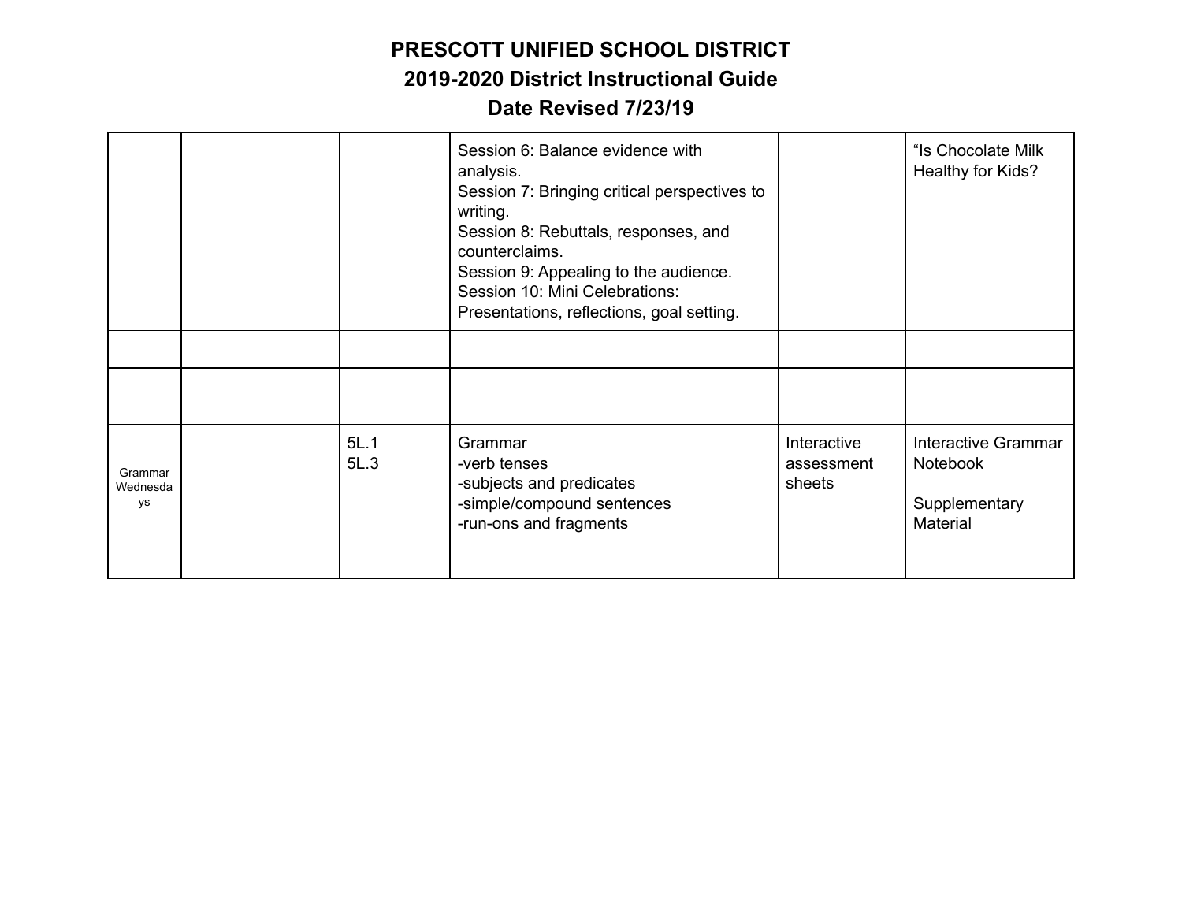**PRESCOTT UNIFIED SCHOOL DISTRICT**
**2019-2020 District Instructional Guide**
**Date Revised 7/23/19**

| | | | | | |
|---|---|---|---|---|---|
| | | | Session 6: Balance evidence with analysis.<br>Session 7: Bringing critical perspectives to writing.<br>Session 8: Rebuttals, responses, and counterclaims.<br>Session 9: Appealing to the audience.<br>Session 10: Mini Celebrations: Presentations, reflections, goal setting. | | “Is Chocolate Milk Healthy for Kids? |
| | | | | | |
| | | | | | |
| Grammar Wednesdays | | 5L.1<br>5L.3 | Grammar<br>-verb tenses<br>-subjects and predicates<br>-simple/compound sentences<br>-run-ons and fragments | Interactive assessment sheets | Interactive Grammar Notebook<br><br>Supplementary Material |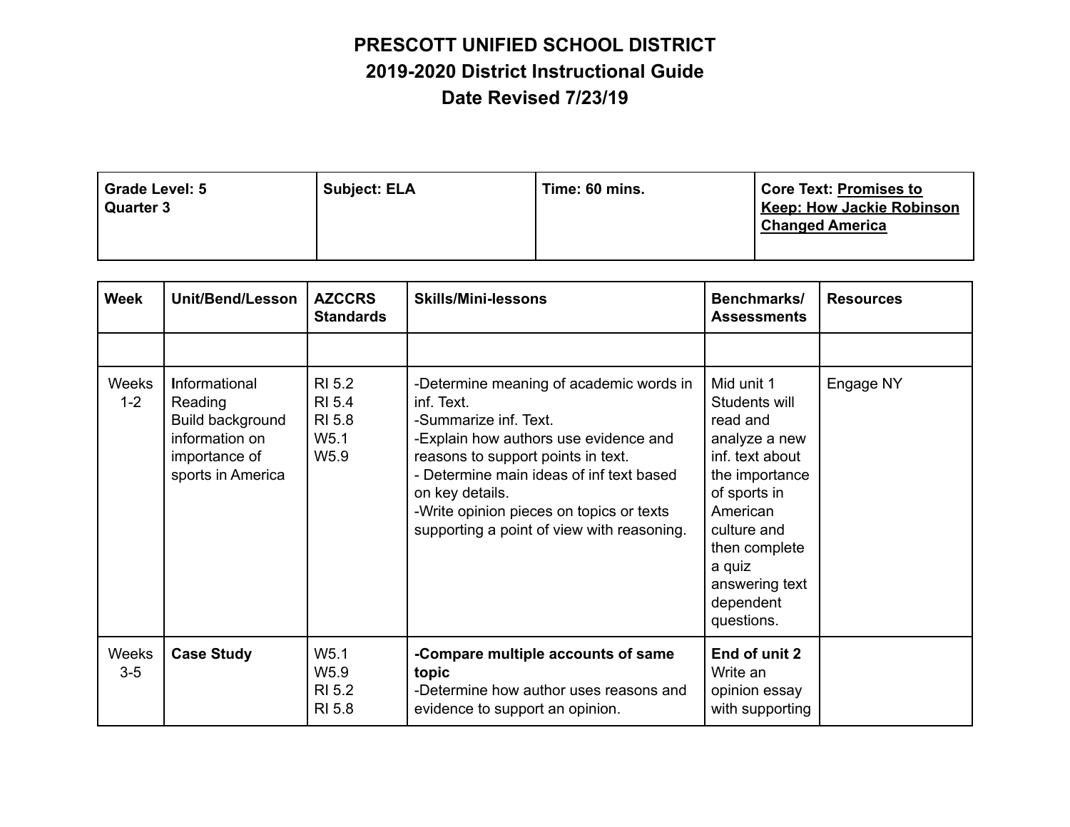**PRESCOTT UNIFIED SCHOOL DISTRICT**
**2019-2020 District Instructional Guide**
**Date Revised 7/23/19**

| Grade Level: 5<br>Quarter 3 | Subject: ELA | Time: 60 mins. | Core Text: Promises to Keep: How Jackie Robinson Changed America |
|---|---|---|---|

| Week | Unit/Bend/Lesson | AZCCRS Standards | Skills/Mini-lessons | Benchmarks/ Assessments | Resources |
|---|---|---|---|---|---|
| | | | | | |
| Weeks 1-2 | Informational Reading<br>Build background information on importance of sports in America | RI 5.2<br>RI 5.4<br>RI 5.8<br>W5.1<br>W5.9 | -Determine meaning of academic words in inf. Text.<br>-Summarize inf. Text.<br>-Explain how authors use evidence and reasons to support points in text.<br>- Determine main ideas of inf text based on key details.<br>-Write opinion pieces on topics or texts supporting a point of view with reasoning. | Mid unit 1<br>Students will read and analyze a new inf. text about the importance of sports in American culture and then complete a quiz answering text dependent questions. | Engage NY |
| Weeks 3-5 | **Case Study** | W5.1<br>W5.9<br>RI 5.2<br>RI 5.8 | **-Compare multiple accounts of same topic**<br>-Determine how author uses reasons and evidence to support an opinion. | **End of unit 2**<br>Write an opinion essay with supporting | |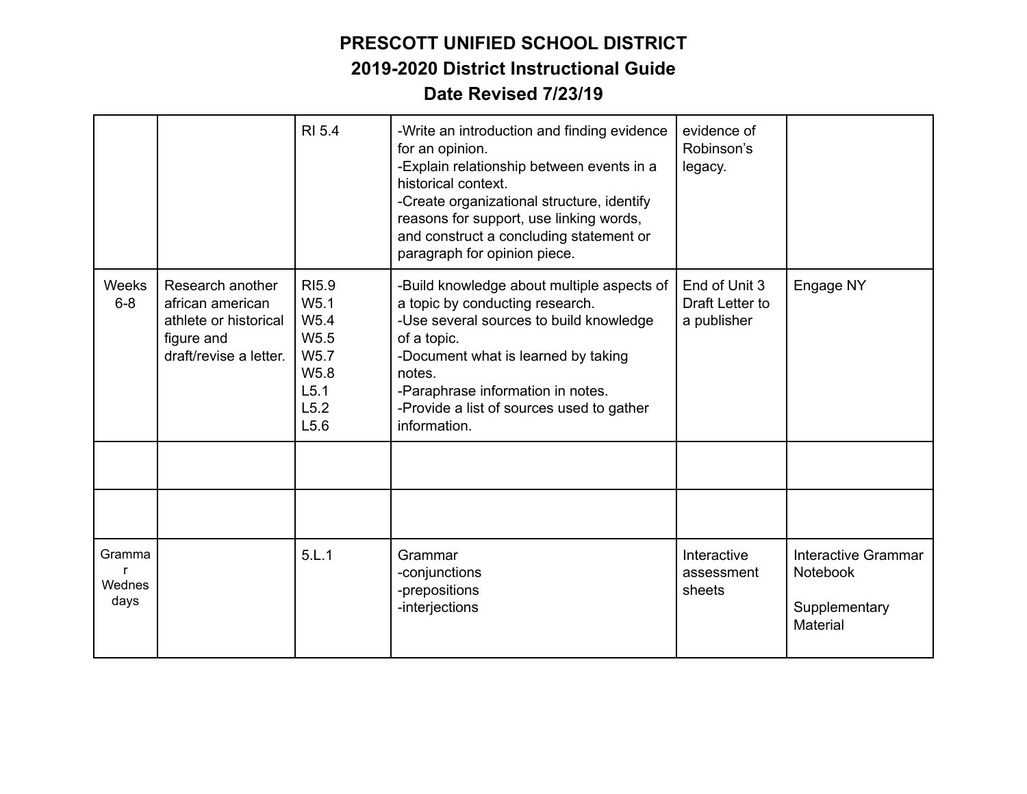# PRESCOTT UNIFIED SCHOOL DISTRICT
## 2019-2020 District Instructional Guide
## Date Revised 7/23/19

| | | | | | |
|---|---|---|---|---|---|
| | | RI 5.4 | -Write an introduction and finding evidence for an opinion.<br>-Explain relationship between events in a historical context.<br>-Create organizational structure, identify reasons for support, use linking words, and construct a concluding statement or paragraph for opinion piece. | evidence of Robinson's legacy. | |
| Weeks 6-8 | Research another african american athlete or historical figure and draft/revise a letter. | RI5.9<br>W5.1<br>W5.4<br>W5.5<br>W5.7<br>W5.8<br>L5.1<br>L5.2<br>L5.6 | -Build knowledge about multiple aspects of a topic by conducting research.<br>-Use several sources to build knowledge of a topic.<br>-Document what is learned by taking notes.<br>-Paraphrase information in notes.<br>-Provide a list of sources used to gather information. | End of Unit 3 Draft Letter to a publisher | Engage NY |
| | | | | | |
| | | | | | |
| Grammar Wednesdays | | 5.L.1 | Grammar<br>-conjunctions<br>-prepositions<br>-interjections | Interactive assessment sheets | Interactive Grammar Notebook<br><br>Supplementary Material |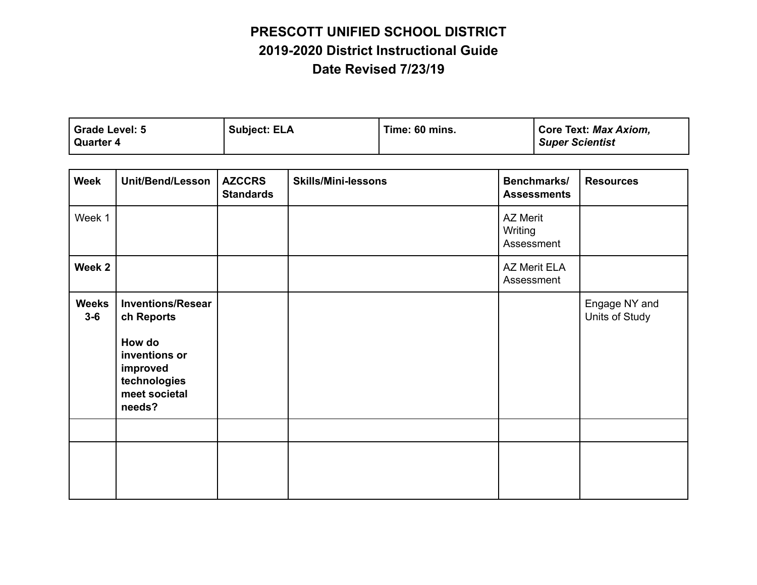**PRESCOTT UNIFIED SCHOOL DISTRICT**
**2019-2020 District Instructional Guide**
**Date Revised 7/23/19**

| **Grade Level: 5**<br>**Quarter 4** | **Subject: ELA** | **Time: 60 mins.** | **Core Text:** ***Max Axiom, Super Scientist*** |
|---|---|---|---|

| **Week** | **Unit/Bend/Lesson** | **AZCCRS Standards** | **Skills/Mini-lessons** | **Benchmarks/ Assessments** | **Resources** |
|---|---|---|---|---|---|
| Week 1 | | | | AZ Merit Writing Assessment | |
| **Week 2** | | | | AZ Merit ELA Assessment | |
| **Weeks 3-6** | **Inventions/Research Reports**<br><br>**How do inventions or improved technologies meet societal needs?** | | | | Engage NY and Units of Study |
| | | | | | |
| | | | | | |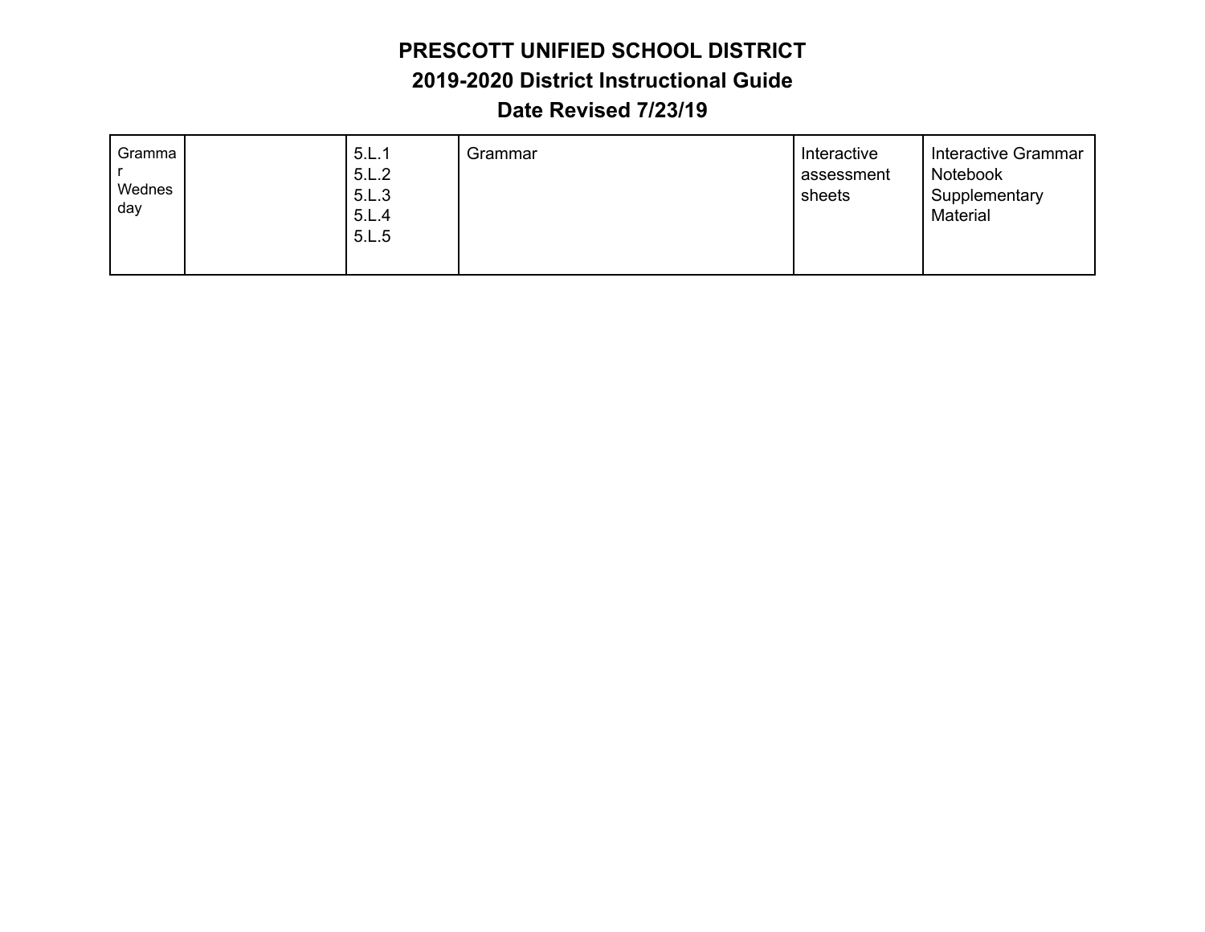**PRESCOTT UNIFIED SCHOOL DISTRICT**
**2019-2020 District Instructional Guide**
**Date Revised 7/23/19**

| | | | | | |
|---|---|---|---|---|---|
| Grammar Wednesday | | 5.L.1<br>5.L.2<br>5.L.3<br>5.L.4<br>5.L.5 | Grammar | Interactive assessment sheets | Interactive Grammar Notebook Supplementary Material |